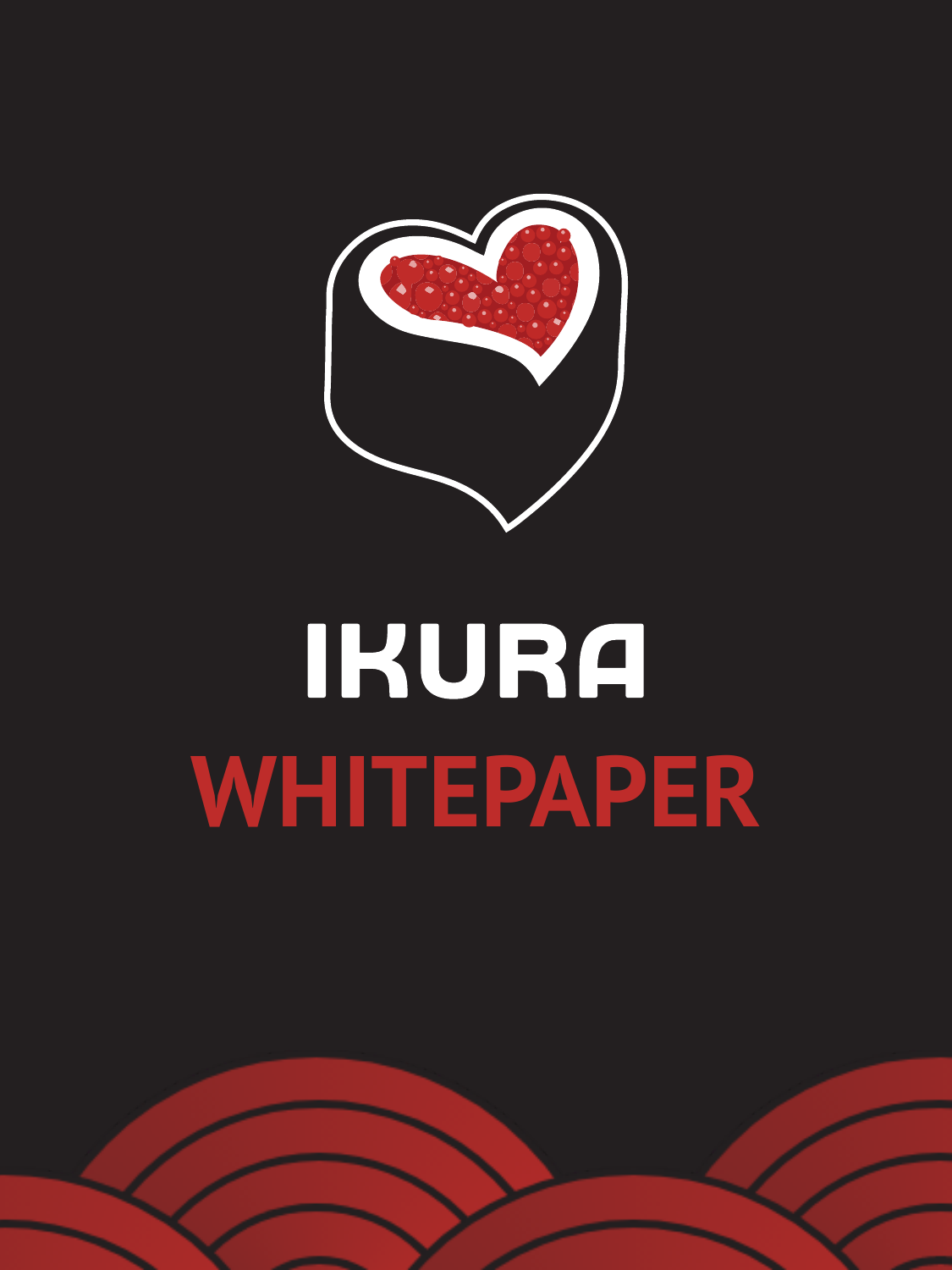# IKURA

# WHITEPAPER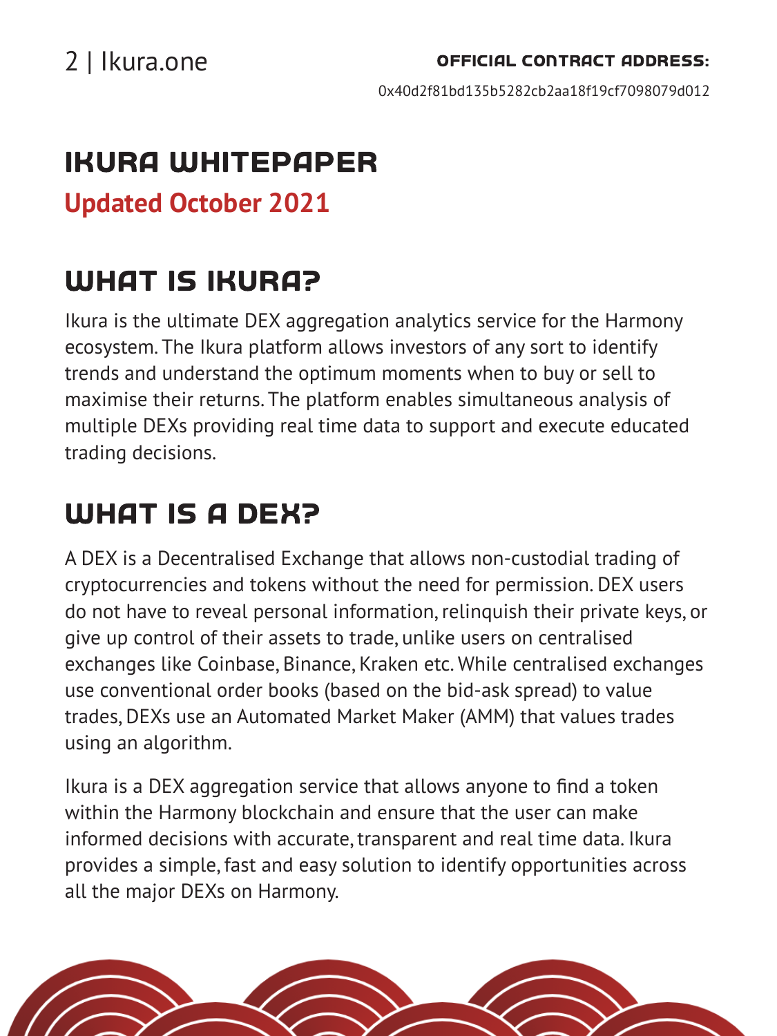**OFFICIAL CONTRACT ADDRESS:**

0x40d2f81bd135b5282cb2aa18f19cf7098079d012

# IKURA WHITEPAPER

**Updated October 2021**

## WHAT IS IKURA?

Ikura is the ultimate DEX aggregation analytics service for the Harmony ecosystem. The Ikura platform allows investors of any sort to identify trends and understand the optimum moments when to buy or sell to maximise their returns. The platform enables simultaneous analysis of multiple DEXs providing real time data to support and execute educated trading decisions.

## WHAT IS A DEX?

A DEX is a Decentralised Exchange that allows non-custodial trading of cryptocurrencies and tokens without the need for permission. DEX users do not have to reveal personal information, relinquish their private keys, or give up control of their assets to trade, unlike users on centralised exchanges like Coinbase, Binance, Kraken etc. While centralised exchanges use conventional order books (based on the bid-ask spread) to value trades, DEXs use an Automated Market Maker (AMM) that values trades using an algorithm.

Ikura is a DEX aggregation service that allows anyone to find a token within the Harmony blockchain and ensure that the user can make informed decisions with accurate, transparent and real time data. Ikura provides a simple, fast and easy solution to identify opportunities across all the major DEXs on Harmony.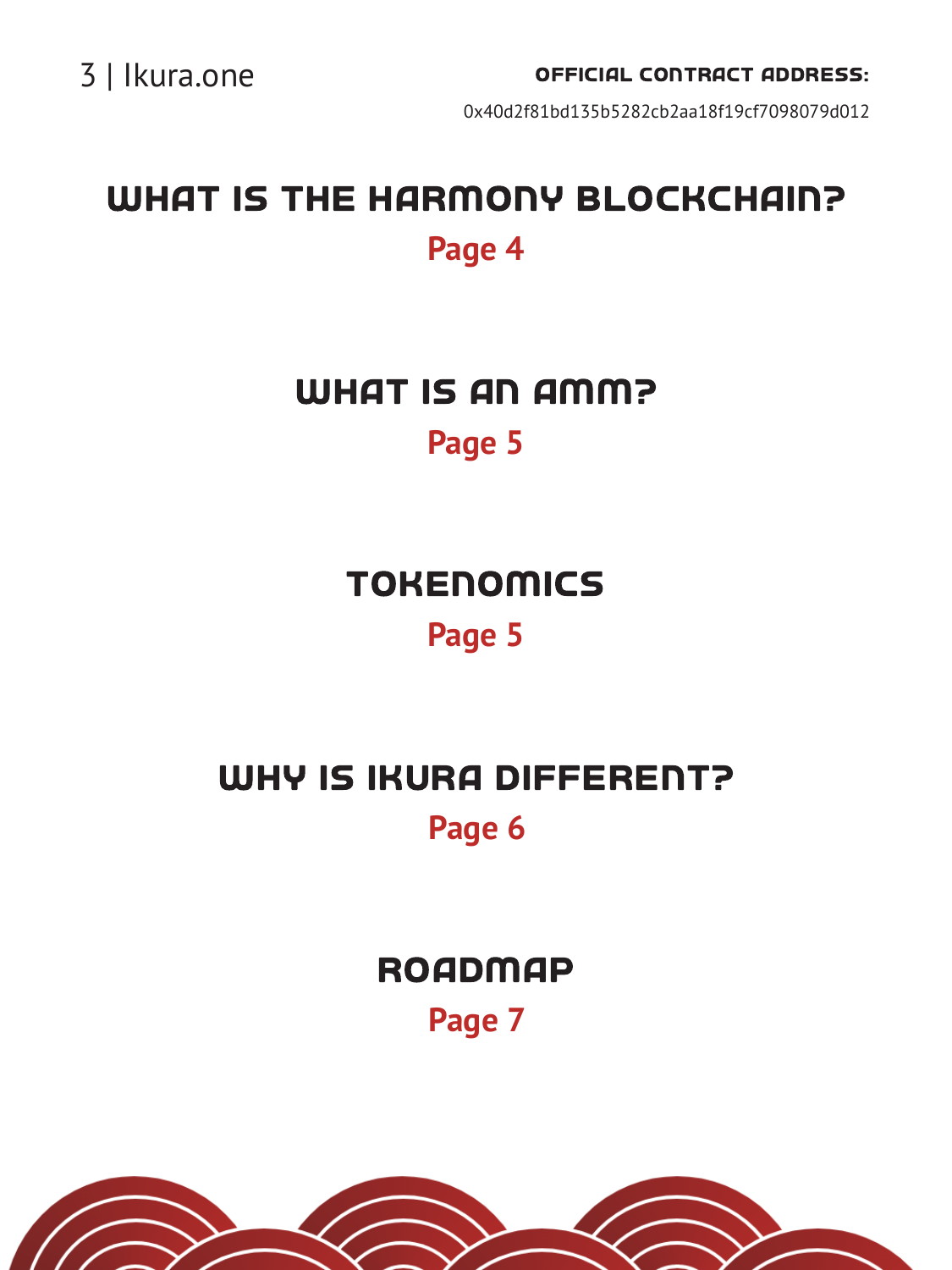**OFFICIAL CONTRACT ADDRESS:**

0x40d2f81bd135b5282cb2aa18f19cf7098079d012

## WHAT IS THE HARMONY BLOCKCHAIN?

**Page 4**

## WHAT IS AN AMM?

**Page 5**

## TOKENOMICS

**Page 5**

## WHY IS IKURA DIFFERENT?

**Page 6**

## ROADMAP

**Page 7**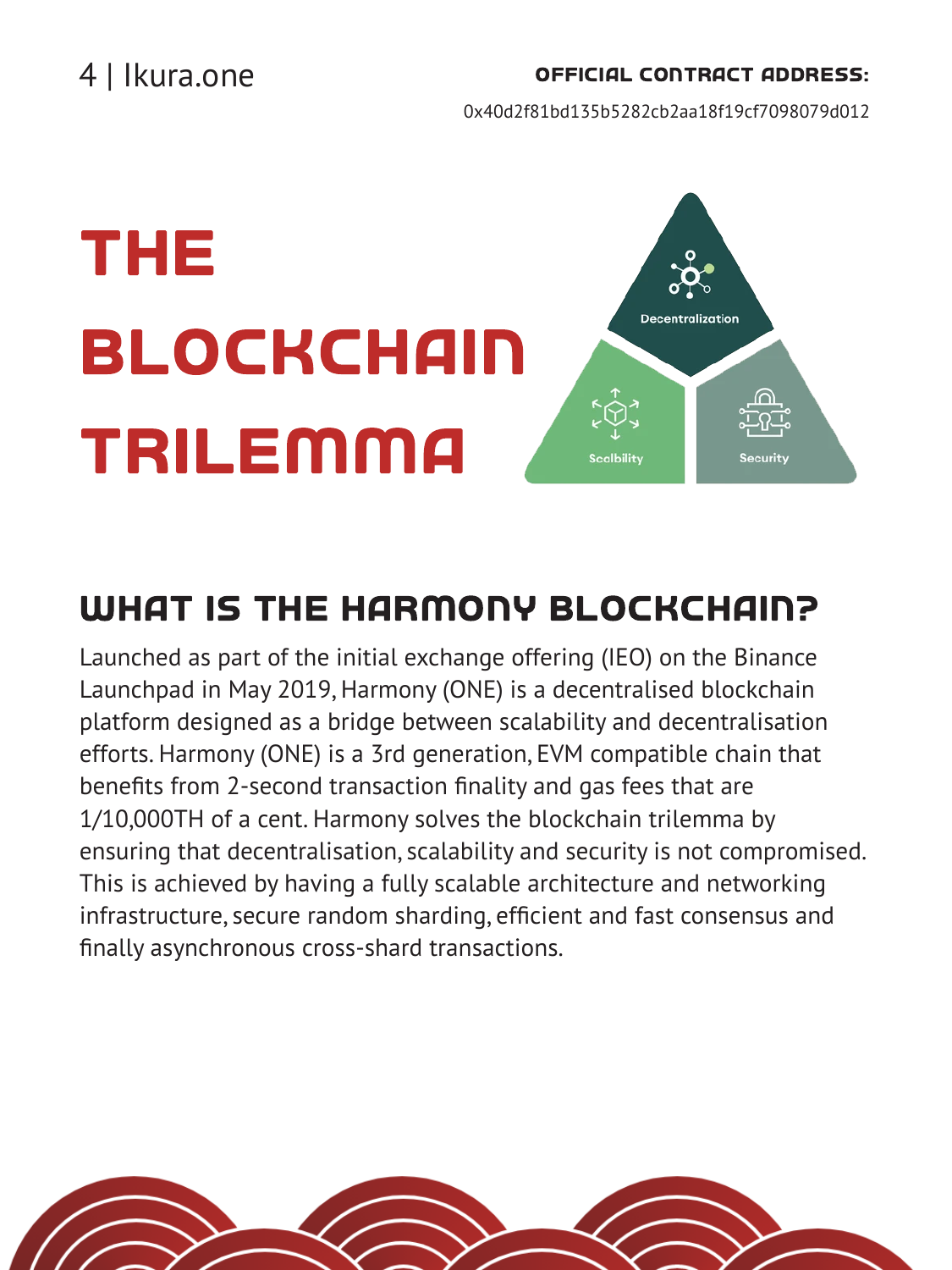**OFFICIAL CONTRACT ADDRESS:**

0x40d2f81bd135b5282cb2aa18f19cf7098079d012

# THE BLOCKCHAIN TRILEMMA

Decentralization

Scalbility

Security

## WHAT IS THE HARMONY BLOCKCHAIN?

Launched as part of the initial exchange offering (IEO) on the Binance Launchpad in May 2019, Harmony (ONE) is a decentralised blockchain platform designed as a bridge between scalability and decentralisation efforts. Harmony (ONE) is a 3rd generation, EVM compatible chain that benefits from 2-second transaction finality and gas fees that are 1/10,000TH of a cent. Harmony solves the blockchain trilemma by ensuring that decentralisation, scalability and security is not compromised. This is achieved by having a fully scalable architecture and networking infrastructure, secure random sharding, efficient and fast consensus and finally asynchronous cross-shard transactions.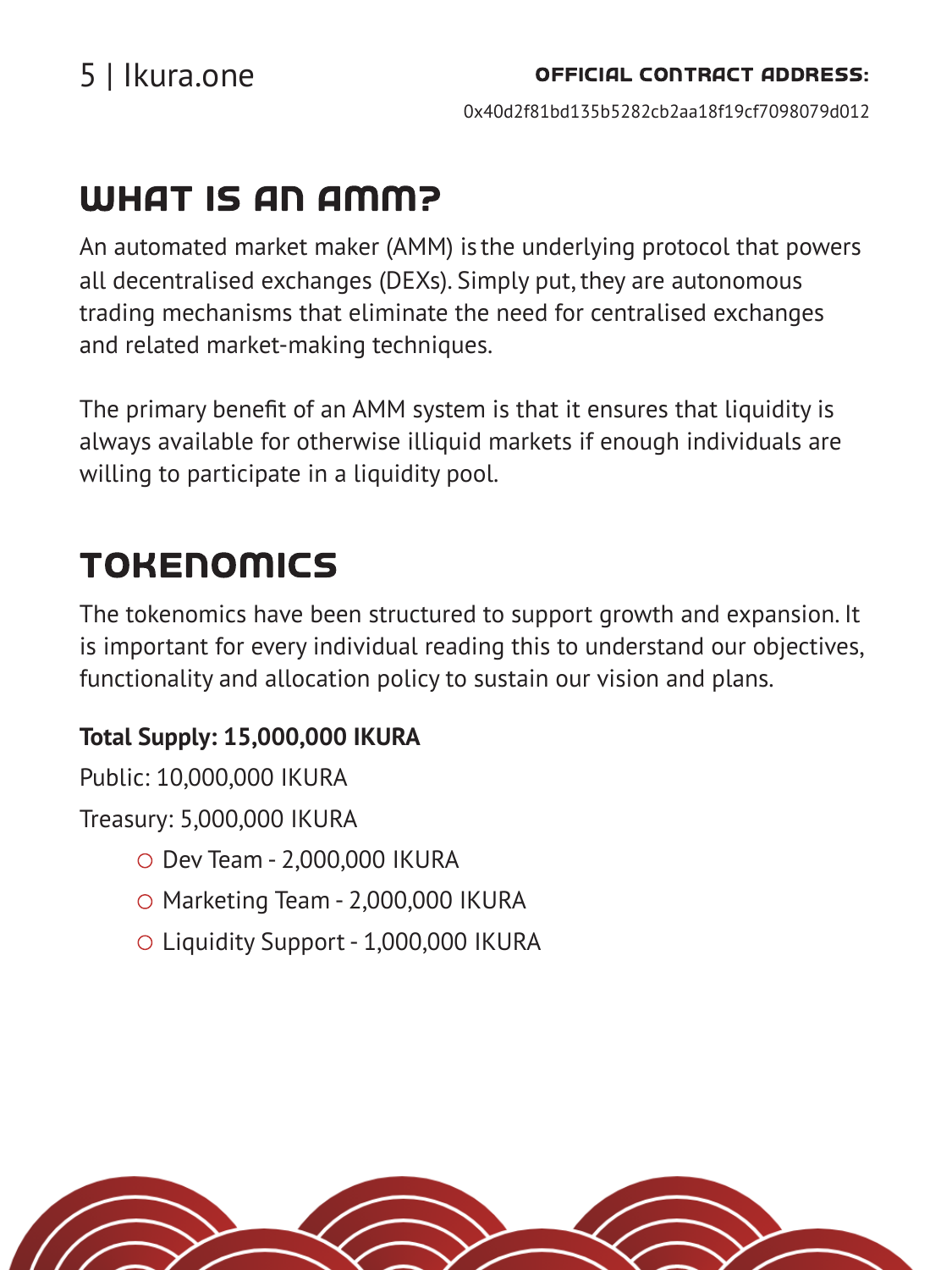**OFFICIAL CONTRACT ADDRESS:**

0x40d2f81bd135b5282cb2aa18f19cf7098079d012

## WHAT IS AN AMM?

An automated market maker (AMM) is the underlying protocol that powers all decentralised exchanges (DEXs). Simply put, they are autonomous trading mechanisms that eliminate the need for centralised exchanges and related market-making techniques.

The primary benefit of an AMM system is that it ensures that liquidity is always available for otherwise illiquid markets if enough individuals are willing to participate in a liquidity pool.

## TOKENOMICS

The tokenomics have been structured to support growth and expansion. It is important for every individual reading this to understand our objectives, functionality and allocation policy to sustain our vision and plans.

**Total Supply: 15,000,000 IKURA**

Public: 10,000,000 IKURA

Treasury: 5,000,000 IKURA

- Dev Team - 2,000,000 IKURA
- Marketing Team - 2,000,000 IKURA
- Liquidity Support - 1,000,000 IKURA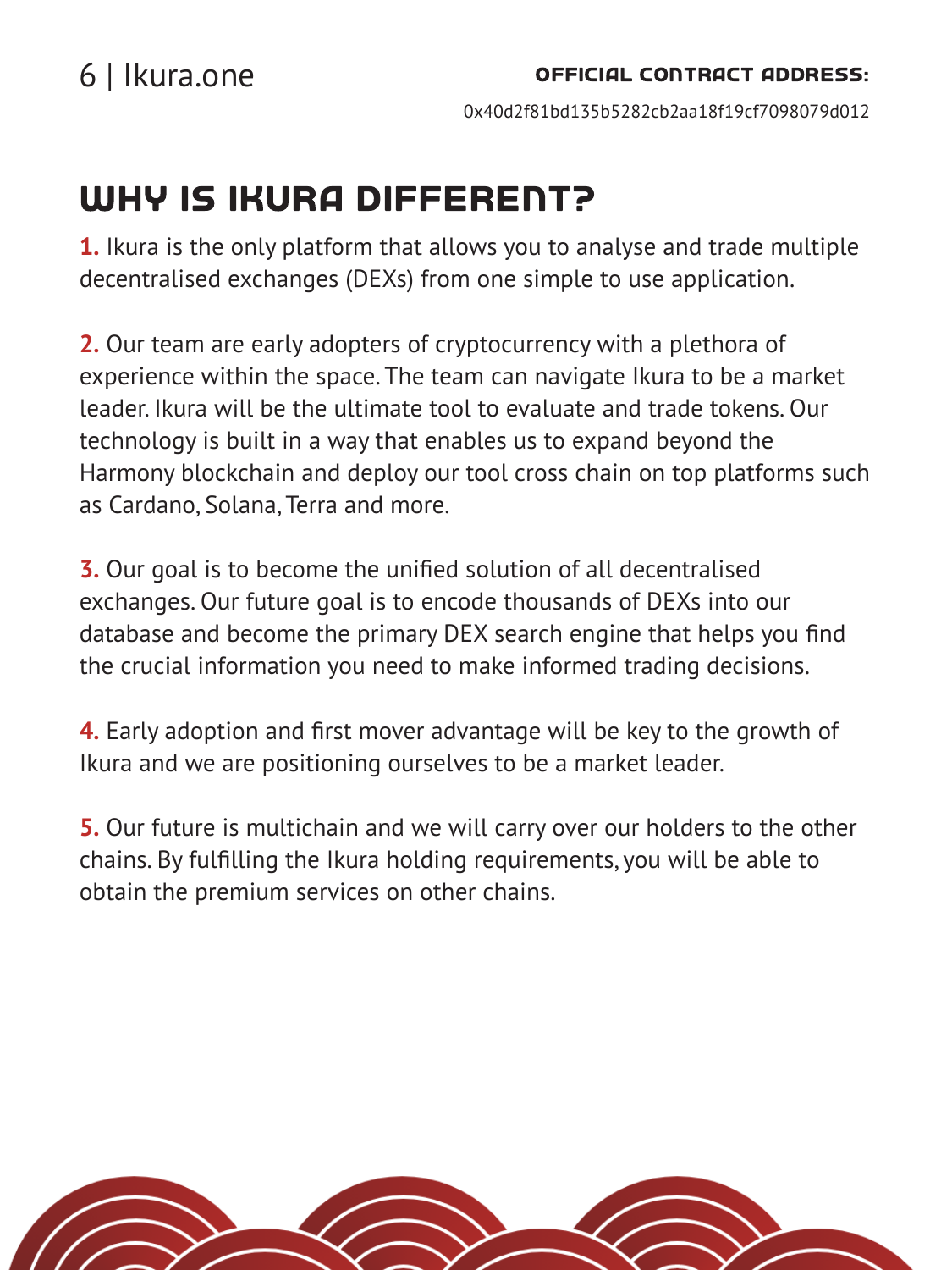**OFFICIAL CONTRACT ADDRESS:**

0x40d2f81bd135b5282cb2aa18f19cf7098079d012

# WHY IS IKURA DIFFERENT?

**1.** Ikura is the only platform that allows you to analyse and trade multiple decentralised exchanges (DEXs) from one simple to use application.

**2.** Our team are early adopters of cryptocurrency with a plethora of experience within the space. The team can navigate Ikura to be a market leader. Ikura will be the ultimate tool to evaluate and trade tokens. Our technology is built in a way that enables us to expand beyond the Harmony blockchain and deploy our tool cross chain on top platforms such as Cardano, Solana, Terra and more.

**3.** Our goal is to become the unified solution of all decentralised exchanges. Our future goal is to encode thousands of DEXs into our database and become the primary DEX search engine that helps you find the crucial information you need to make informed trading decisions.

**4.** Early adoption and first mover advantage will be key to the growth of Ikura and we are positioning ourselves to be a market leader.

**5.** Our future is multichain and we will carry over our holders to the other chains. By fulfilling the Ikura holding requirements, you will be able to obtain the premium services on other chains.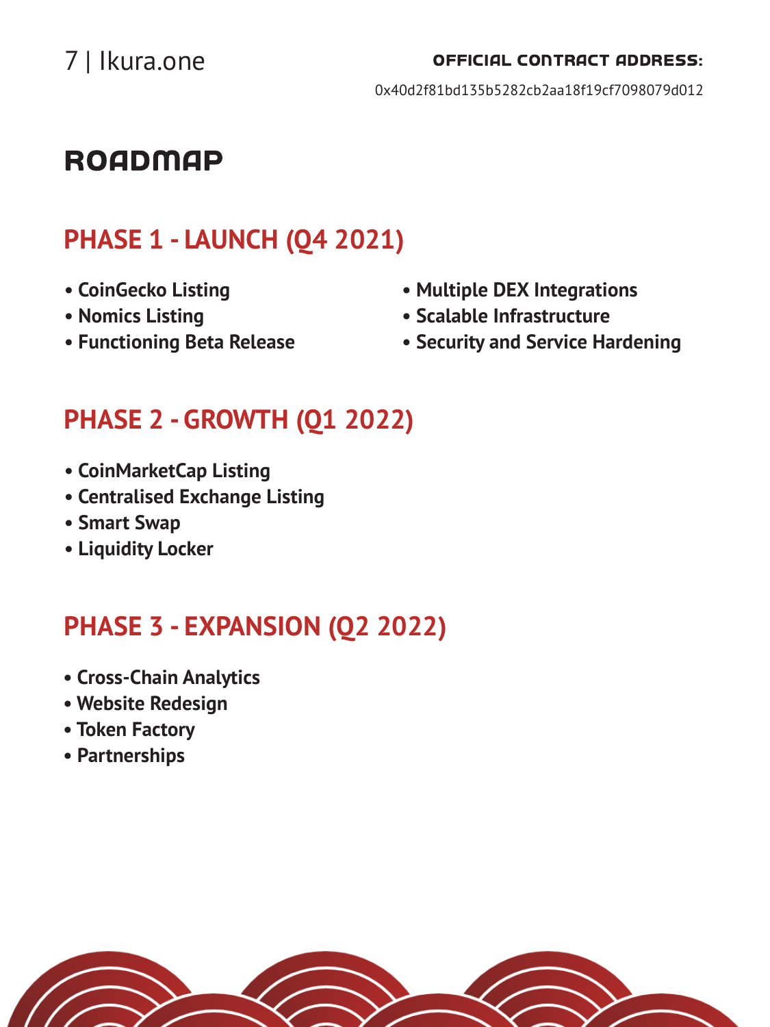**OFFICIAL CONTRACT ADDRESS:**

0x40d2f81bd135b5282cb2aa18f19cf7098079d012

# ROADMAP

## PHASE 1 - LAUNCH (Q4 2021)

- **CoinGecko Listing**
- **Nomics Listing**
- **Functioning Beta Release**
- **Multiple DEX Integrations**
- **Scalable Infrastructure**
- **Security and Service Hardening**

## PHASE 2 - GROWTH (Q1 2022)

- **CoinMarketCap Listing**
- **Centralised Exchange Listing**
- **Smart Swap**
- **Liquidity Locker**

## PHASE 3 - EXPANSION (Q2 2022)

- **Cross-Chain Analytics**
- **Website Redesign**
- **Token Factory**
- **Partnerships**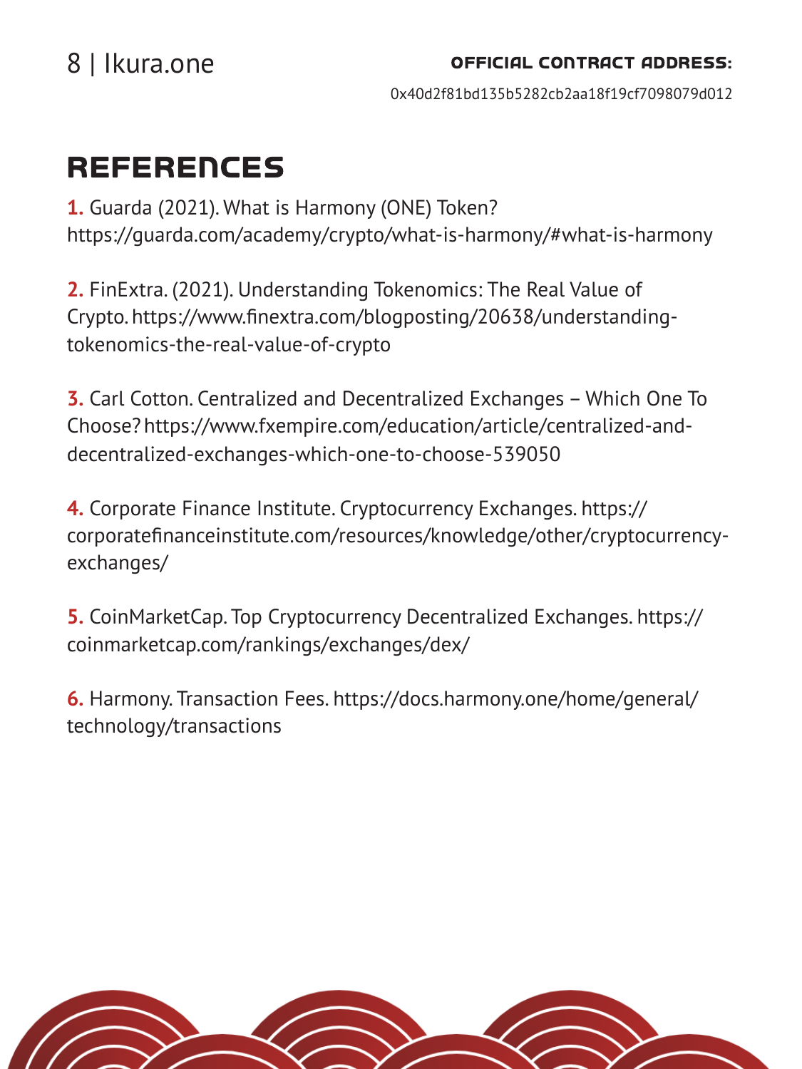# REFERENCES

**1.** Guarda (2021). What is Harmony (ONE) Token? https://guarda.com/academy/crypto/what-is-harmony/#what-is-harmony

**2.** FinExtra. (2021). Understanding Tokenomics: The Real Value of Crypto. https://www.finextra.com/blogposting/20638/understanding-tokenomics-the-real-value-of-crypto

**3.** Carl Cotton. Centralized and Decentralized Exchanges – Which One To Choose? https://www.fxempire.com/education/article/centralized-and-decentralized-exchanges-which-one-to-choose-539050

**4.** Corporate Finance Institute. Cryptocurrency Exchanges. https://corporatefinanceinstitute.com/resources/knowledge/other/cryptocurrency-exchanges/

**5.** CoinMarketCap. Top Cryptocurrency Decentralized Exchanges. https://coinmarketcap.com/rankings/exchanges/dex/

**6.** Harmony. Transaction Fees. https://docs.harmony.one/home/general/technology/transactions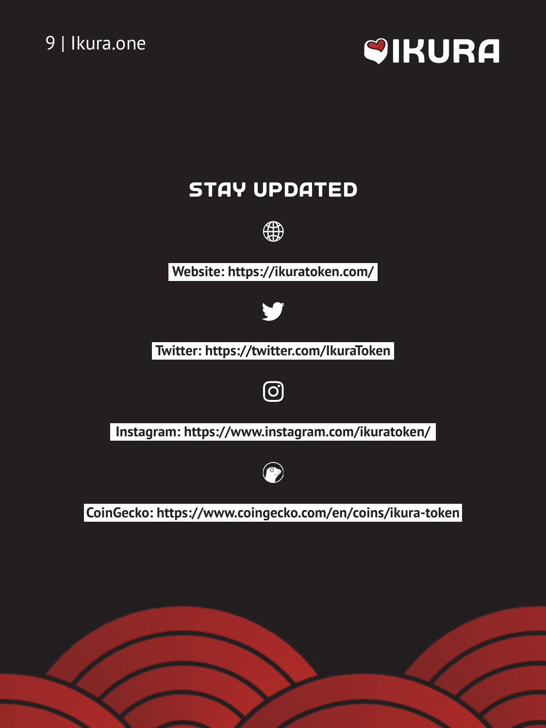## STAY UPDATED

**Website: https://ikuratoken.com/**

**Twitter: https://twitter.com/IkuraToken**

**Instagram: https://www.instagram.com/ikuratoken/**

**CoinGecko: https://www.coingecko.com/en/coins/ikura-token**